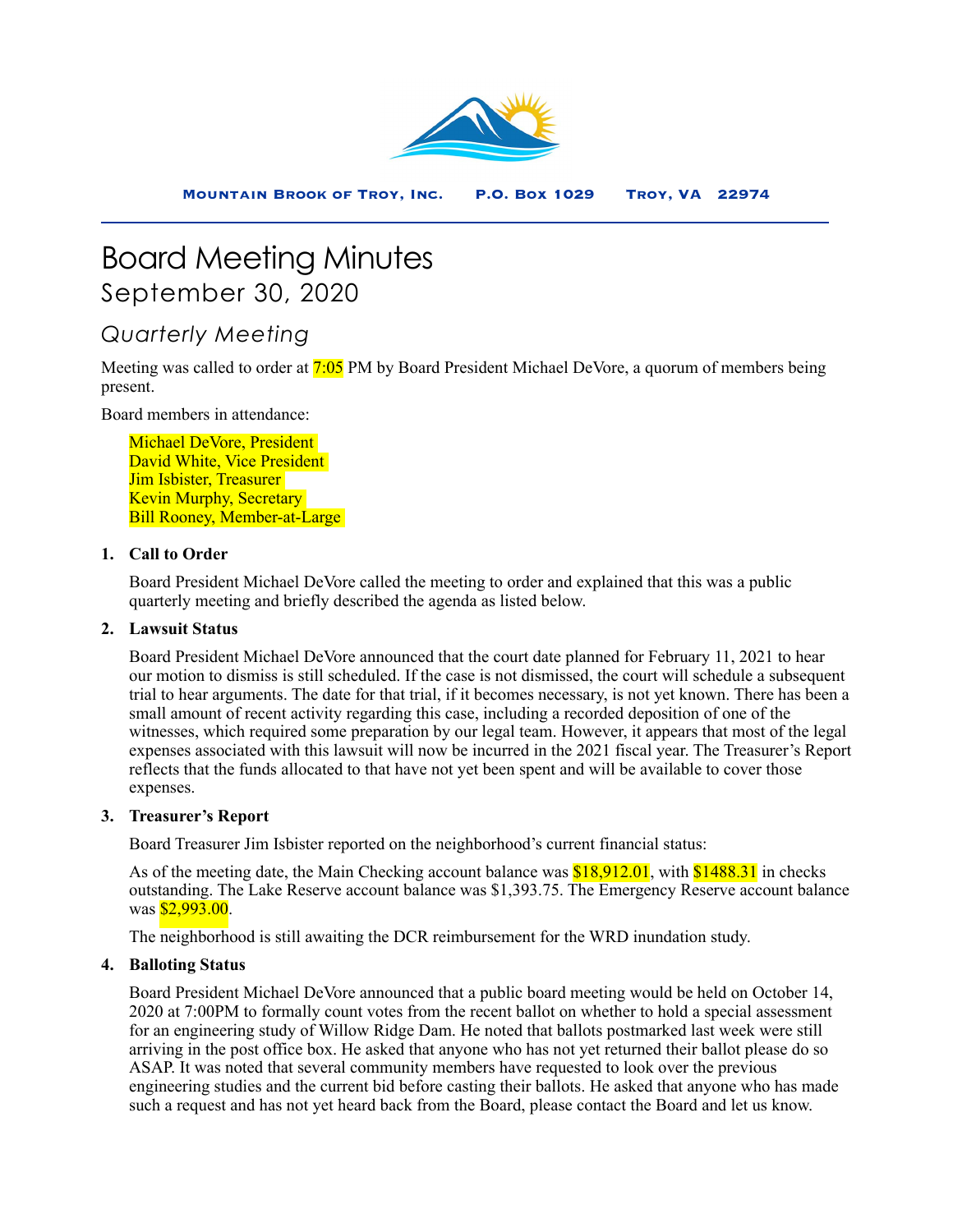**Mountain Brook of Troy, Inc.  P.O. Box 1029  Troy, VA 22974**

# Board Meeting Minutes

## September 30, 2020

### *Quarterly Meeting*

Meeting was called to order at 7:05 PM by Board President Michael DeVore, a quorum of members being present.

Board members in attendance:

Michael DeVore, President
David White, Vice President
Jim Isbister, Treasurer
Kevin Murphy, Secretary
Bill Rooney, Member-at-Large

1. **Call to Order**

   Board President Michael DeVore called the meeting to order and explained that this was a public quarterly meeting and briefly described the agenda as listed below.

2. **Lawsuit Status**

   Board President Michael DeVore announced that the court date planned for February 11, 2021 to hear our motion to dismiss is still scheduled. If the case is not dismissed, the court will schedule a subsequent trial to hear arguments. The date for that trial, if it becomes necessary, is not yet known. There has been a small amount of recent activity regarding this case, including a recorded deposition of one of the witnesses, which required some preparation by our legal team. However, it appears that most of the legal expenses associated with this lawsuit will now be incurred in the 2021 fiscal year. The Treasurer's Report reflects that the funds allocated to that have not yet been spent and will be available to cover those expenses.

3. **Treasurer's Report**

   Board Treasurer Jim Isbister reported on the neighborhood's current financial status:

   As of the meeting date, the Main Checking account balance was $18,912.01, with $1488.31 in checks outstanding. The Lake Reserve account balance was $1,393.75. The Emergency Reserve account balance was $2,993.00.

   The neighborhood is still awaiting the DCR reimbursement for the WRD inundation study.

4. **Balloting Status**

   Board President Michael DeVore announced that a public board meeting would be held on October 14, 2020 at 7:00PM to formally count votes from the recent ballot on whether to hold a special assessment for an engineering study of Willow Ridge Dam. He noted that ballots postmarked last week were still arriving in the post office box. He asked that anyone who has not yet returned their ballot please do so ASAP. It was noted that several community members have requested to look over the previous engineering studies and the current bid before casting their ballots. He asked that anyone who has made such a request and has not yet heard back from the Board, please contact the Board and let us know.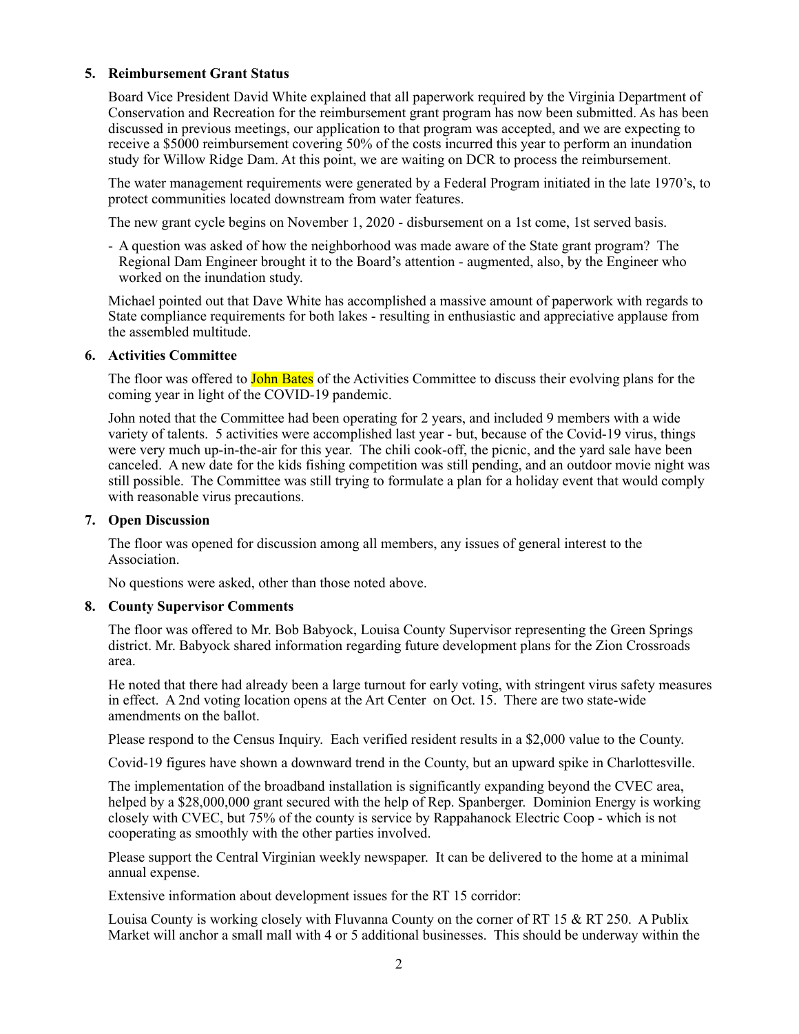**5. Reimbursement Grant Status**

Board Vice President David White explained that all paperwork required by the Virginia Department of Conservation and Recreation for the reimbursement grant program has now been submitted. As has been discussed in previous meetings, our application to that program was accepted, and we are expecting to receive a $5000 reimbursement covering 50% of the costs incurred this year to perform an inundation study for Willow Ridge Dam. At this point, we are waiting on DCR to process the reimbursement.

The water management requirements were generated by a Federal Program initiated in the late 1970's, to protect communities located downstream from water features.

The new grant cycle begins on November 1, 2020 - disbursement on a 1st come, 1st served basis.

- A question was asked of how the neighborhood was made aware of the State grant program? The Regional Dam Engineer brought it to the Board's attention - augmented, also, by the Engineer who worked on the inundation study.

Michael pointed out that Dave White has accomplished a massive amount of paperwork with regards to State compliance requirements for both lakes - resulting in enthusiastic and appreciative applause from the assembled multitude.

**6. Activities Committee**

The floor was offered to John Bates of the Activities Committee to discuss their evolving plans for the coming year in light of the COVID-19 pandemic.

John noted that the Committee had been operating for 2 years, and included 9 members with a wide variety of talents. 5 activities were accomplished last year - but, because of the Covid-19 virus, things were very much up-in-the-air for this year. The chili cook-off, the picnic, and the yard sale have been canceled. A new date for the kids fishing competition was still pending, and an outdoor movie night was still possible. The Committee was still trying to formulate a plan for a holiday event that would comply with reasonable virus precautions.

**7. Open Discussion**

The floor was opened for discussion among all members, any issues of general interest to the Association.

No questions were asked, other than those noted above.

**8. County Supervisor Comments**

The floor was offered to Mr. Bob Babyock, Louisa County Supervisor representing the Green Springs district. Mr. Babyock shared information regarding future development plans for the Zion Crossroads area.

He noted that there had already been a large turnout for early voting, with stringent virus safety measures in effect. A 2nd voting location opens at the Art Center on Oct. 15. There are two state-wide amendments on the ballot.

Please respond to the Census Inquiry. Each verified resident results in a $2,000 value to the County.

Covid-19 figures have shown a downward trend in the County, but an upward spike in Charlottesville.

The implementation of the broadband installation is significantly expanding beyond the CVEC area, helped by a $28,000,000 grant secured with the help of Rep. Spanberger. Dominion Energy is working closely with CVEC, but 75% of the county is service by Rappahanock Electric Coop - which is not cooperating as smoothly with the other parties involved.

Please support the Central Virginian weekly newspaper. It can be delivered to the home at a minimal annual expense.

Extensive information about development issues for the RT 15 corridor:

Louisa County is working closely with Fluvanna County on the corner of RT 15 & RT 250. A Publix Market will anchor a small mall with 4 or 5 additional businesses. This should be underway within the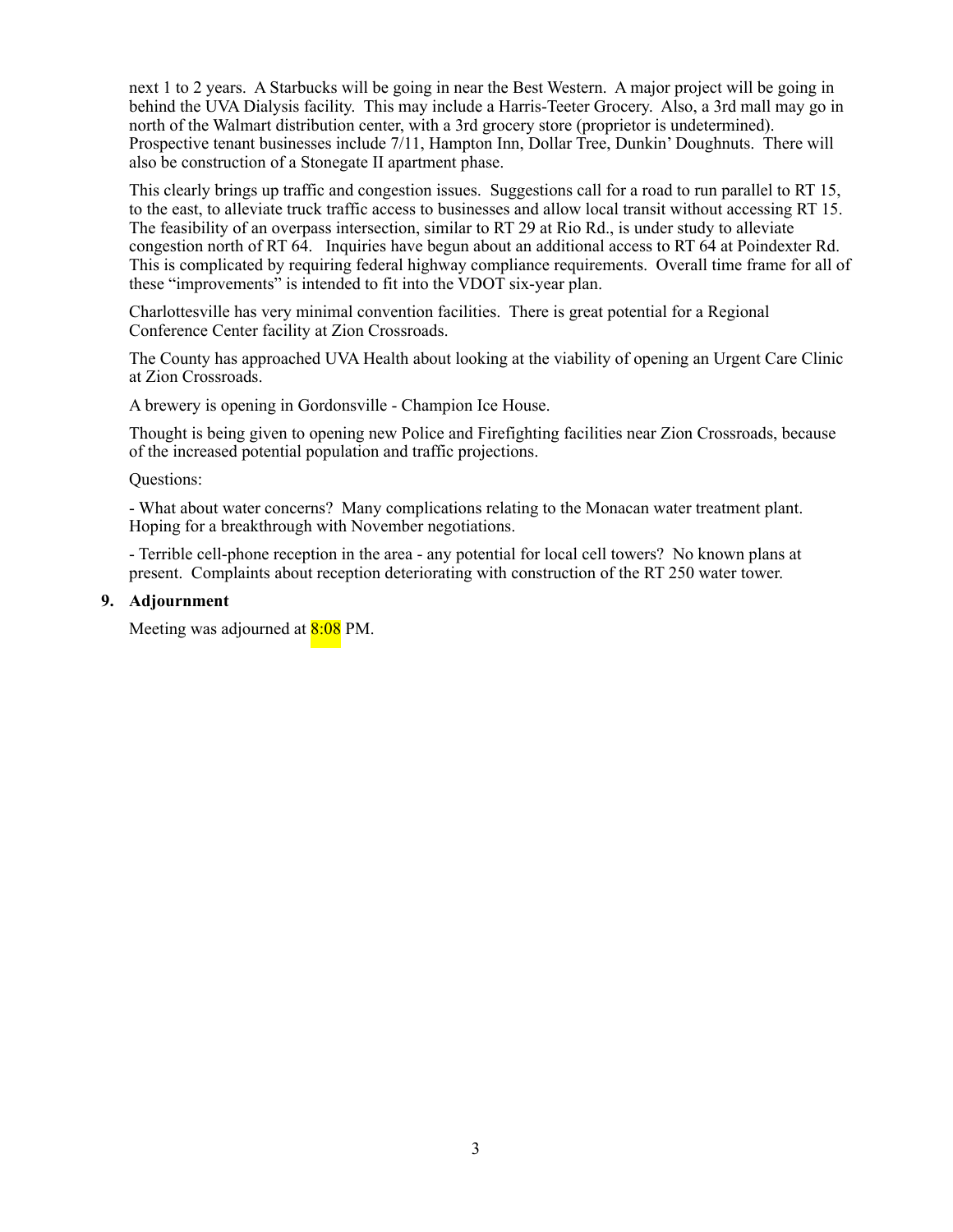next 1 to 2 years. A Starbucks will be going in near the Best Western. A major project will be going in behind the UVA Dialysis facility. This may include a Harris-Teeter Grocery. Also, a 3rd mall may go in north of the Walmart distribution center, with a 3rd grocery store (proprietor is undetermined). Prospective tenant businesses include 7/11, Hampton Inn, Dollar Tree, Dunkin' Doughnuts. There will also be construction of a Stonegate II apartment phase.

This clearly brings up traffic and congestion issues. Suggestions call for a road to run parallel to RT 15, to the east, to alleviate truck traffic access to businesses and allow local transit without accessing RT 15. The feasibility of an overpass intersection, similar to RT 29 at Rio Rd., is under study to alleviate congestion north of RT 64. Inquiries have begun about an additional access to RT 64 at Poindexter Rd. This is complicated by requiring federal highway compliance requirements. Overall time frame for all of these "improvements" is intended to fit into the VDOT six-year plan.

Charlottesville has very minimal convention facilities. There is great potential for a Regional Conference Center facility at Zion Crossroads.

The County has approached UVA Health about looking at the viability of opening an Urgent Care Clinic at Zion Crossroads.

A brewery is opening in Gordonsville - Champion Ice House.

Thought is being given to opening new Police and Firefighting facilities near Zion Crossroads, because of the increased potential population and traffic projections.

Questions:

- What about water concerns? Many complications relating to the Monacan water treatment plant. Hoping for a breakthrough with November negotiations.

- Terrible cell-phone reception in the area - any potential for local cell towers? No known plans at present. Complaints about reception deteriorating with construction of the RT 250 water tower.

**9. Adjournment**

Meeting was adjourned at 8:08 PM.